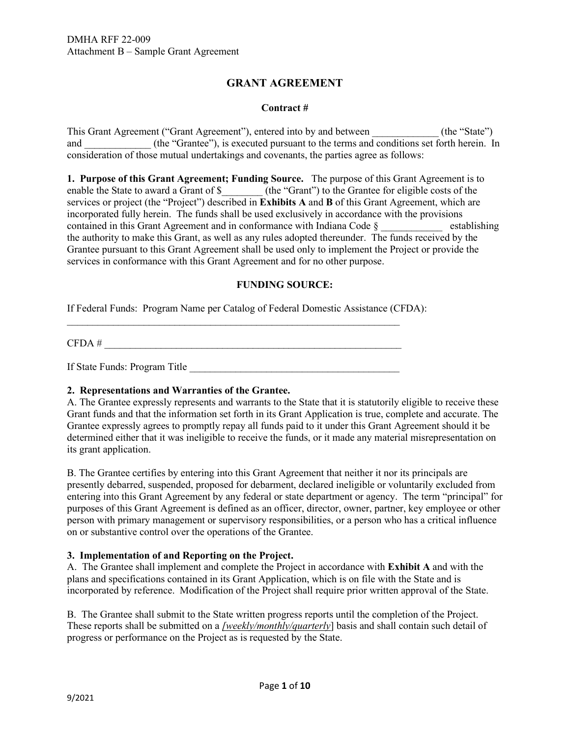DMHA RFF 22-009
Attachment B – Sample Grant Agreement

# GRANT AGREEMENT

**Contract #**

This Grant Agreement ("Grant Agreement"), entered into by and between _____________ (the "State") and _____________ (the "Grantee"), is executed pursuant to the terms and conditions set forth herein. In consideration of those mutual undertakings and covenants, the parties agree as follows:

**1. Purpose of this Grant Agreement; Funding Source.** The purpose of this Grant Agreement is to enable the State to award a Grant of $________ (the "Grant") to the Grantee for eligible costs of the services or project (the "Project") described in **Exhibits A** and **B** of this Grant Agreement, which are incorporated fully herein. The funds shall be used exclusively in accordance with the provisions contained in this Grant Agreement and in conformance with Indiana Code § ____________ establishing the authority to make this Grant, as well as any rules adopted thereunder. The funds received by the Grantee pursuant to this Grant Agreement shall be used only to implement the Project or provide the services in conformance with this Grant Agreement and for no other purpose.

**FUNDING SOURCE:**

If Federal Funds: Program Name per Catalog of Federal Domestic Assistance (CFDA):
______________________________________________________________________

CFDA # ____________________________________________________________

If State Funds: Program Title __________________________________________

**2. Representations and Warranties of the Grantee.**
A. The Grantee expressly represents and warrants to the State that it is statutorily eligible to receive these Grant funds and that the information set forth in its Grant Application is true, complete and accurate. The Grantee expressly agrees to promptly repay all funds paid to it under this Grant Agreement should it be determined either that it was ineligible to receive the funds, or it made any material misrepresentation on its grant application.

B. The Grantee certifies by entering into this Grant Agreement that neither it nor its principals are presently debarred, suspended, proposed for debarment, declared ineligible or voluntarily excluded from entering into this Grant Agreement by any federal or state department or agency. The term "principal" for purposes of this Grant Agreement is defined as an officer, director, owner, partner, key employee or other person with primary management or supervisory responsibilities, or a person who has a critical influence on or substantive control over the operations of the Grantee.

**3. Implementation of and Reporting on the Project.**
A. The Grantee shall implement and complete the Project in accordance with **Exhibit A** and with the plans and specifications contained in its Grant Application, which is on file with the State and is incorporated by reference. Modification of the Project shall require prior written approval of the State.

B. The Grantee shall submit to the State written progress reports until the completion of the Project. These reports shall be submitted on a *[weekly/monthly/quarterly]* basis and shall contain such detail of progress or performance on the Project as is requested by the State.

9/2021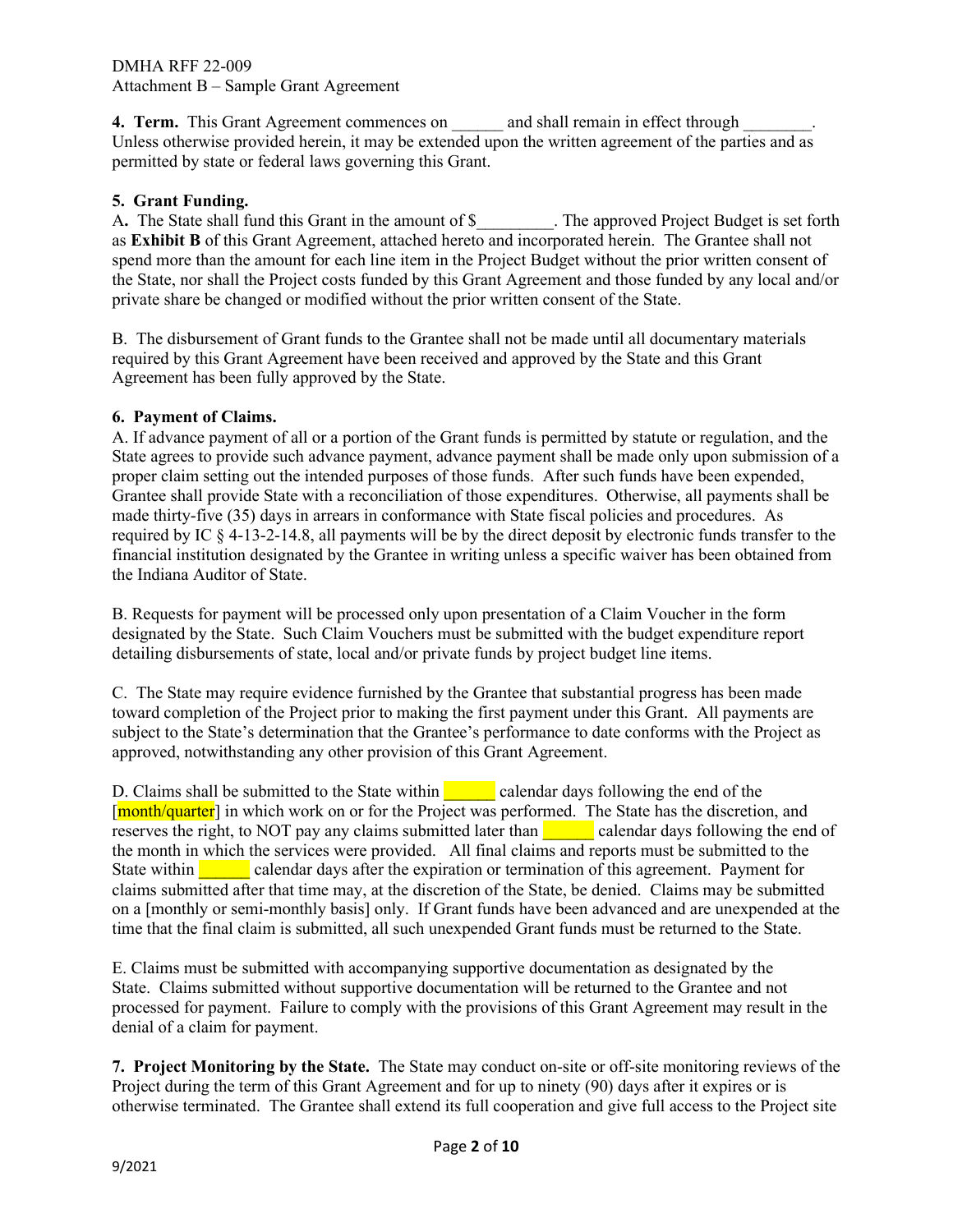**4. Term.** This Grant Agreement commences on ______ and shall remain in effect through ________. Unless otherwise provided herein, it may be extended upon the written agreement of the parties and as permitted by state or federal laws governing this Grant.

**5. Grant Funding.**

A**.** The State shall fund this Grant in the amount of $_________. The approved Project Budget is set forth as **Exhibit B** of this Grant Agreement, attached hereto and incorporated herein. The Grantee shall not spend more than the amount for each line item in the Project Budget without the prior written consent of the State, nor shall the Project costs funded by this Grant Agreement and those funded by any local and/or private share be changed or modified without the prior written consent of the State.

B. The disbursement of Grant funds to the Grantee shall not be made until all documentary materials required by this Grant Agreement have been received and approved by the State and this Grant Agreement has been fully approved by the State.

**6. Payment of Claims.**

A. If advance payment of all or a portion of the Grant funds is permitted by statute or regulation, and the State agrees to provide such advance payment, advance payment shall be made only upon submission of a proper claim setting out the intended purposes of those funds. After such funds have been expended, Grantee shall provide State with a reconciliation of those expenditures. Otherwise, all payments shall be made thirty-five (35) days in arrears in conformance with State fiscal policies and procedures. As required by IC § 4-13-2-14.8, all payments will be by the direct deposit by electronic funds transfer to the financial institution designated by the Grantee in writing unless a specific waiver has been obtained from the Indiana Auditor of State.

B. Requests for payment will be processed only upon presentation of a Claim Voucher in the form designated by the State. Such Claim Vouchers must be submitted with the budget expenditure report detailing disbursements of state, local and/or private funds by project budget line items.

C. The State may require evidence furnished by the Grantee that substantial progress has been made toward completion of the Project prior to making the first payment under this Grant. All payments are subject to the State's determination that the Grantee's performance to date conforms with the Project as approved, notwithstanding any other provision of this Grant Agreement.

D. Claims shall be submitted to the State within ______ calendar days following the end of the [month/quarter] in which work on or for the Project was performed. The State has the discretion, and reserves the right, to NOT pay any claims submitted later than ______ calendar days following the end of the month in which the services were provided. All final claims and reports must be submitted to the State within ______ calendar days after the expiration or termination of this agreement. Payment for claims submitted after that time may, at the discretion of the State, be denied. Claims may be submitted on a [monthly or semi-monthly basis] only. If Grant funds have been advanced and are unexpended at the time that the final claim is submitted, all such unexpended Grant funds must be returned to the State.

E. Claims must be submitted with accompanying supportive documentation as designated by the State. Claims submitted without supportive documentation will be returned to the Grantee and not processed for payment. Failure to comply with the provisions of this Grant Agreement may result in the denial of a claim for payment.

**7. Project Monitoring by the State.** The State may conduct on-site or off-site monitoring reviews of the Project during the term of this Grant Agreement and for up to ninety (90) days after it expires or is otherwise terminated. The Grantee shall extend its full cooperation and give full access to the Project site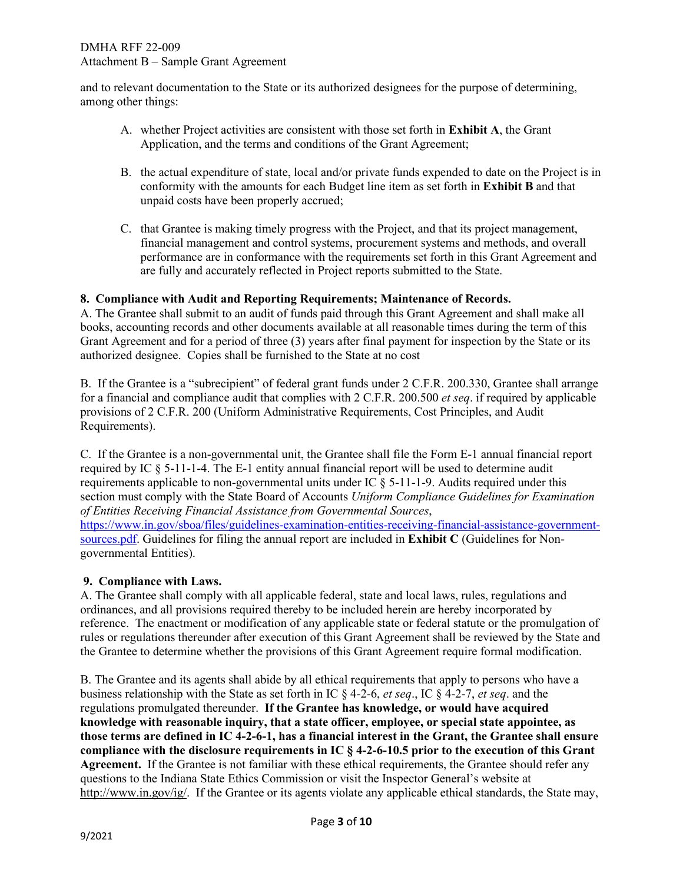and to relevant documentation to the State or its authorized designees for the purpose of determining, among other things:

A. whether Project activities are consistent with those set forth in **Exhibit A**, the Grant Application, and the terms and conditions of the Grant Agreement;

B. the actual expenditure of state, local and/or private funds expended to date on the Project is in conformity with the amounts for each Budget line item as set forth in **Exhibit B** and that unpaid costs have been properly accrued;

C. that Grantee is making timely progress with the Project, and that its project management, financial management and control systems, procurement systems and methods, and overall performance are in conformance with the requirements set forth in this Grant Agreement and are fully and accurately reflected in Project reports submitted to the State.

**8. Compliance with Audit and Reporting Requirements; Maintenance of Records.**

A. The Grantee shall submit to an audit of funds paid through this Grant Agreement and shall make all books, accounting records and other documents available at all reasonable times during the term of this Grant Agreement and for a period of three (3) years after final payment for inspection by the State or its authorized designee. Copies shall be furnished to the State at no cost

B. If the Grantee is a "subrecipient" of federal grant funds under 2 C.F.R. 200.330, Grantee shall arrange for a financial and compliance audit that complies with 2 C.F.R. 200.500 *et seq*. if required by applicable provisions of 2 C.F.R. 200 (Uniform Administrative Requirements, Cost Principles, and Audit Requirements).

C. If the Grantee is a non-governmental unit, the Grantee shall file the Form E-1 annual financial report required by IC § 5-11-1-4. The E-1 entity annual financial report will be used to determine audit requirements applicable to non-governmental units under IC § 5-11-1-9. Audits required under this section must comply with the State Board of Accounts *Uniform Compliance Guidelines for Examination of Entities Receiving Financial Assistance from Governmental Sources*, https://www.in.gov/sboa/files/guidelines-examination-entities-receiving-financial-assistance-government-sources.pdf. Guidelines for filing the annual report are included in **Exhibit C** (Guidelines for Non-governmental Entities).

**9. Compliance with Laws.**

A. The Grantee shall comply with all applicable federal, state and local laws, rules, regulations and ordinances, and all provisions required thereby to be included herein are hereby incorporated by reference. The enactment or modification of any applicable state or federal statute or the promulgation of rules or regulations thereunder after execution of this Grant Agreement shall be reviewed by the State and the Grantee to determine whether the provisions of this Grant Agreement require formal modification.

B. The Grantee and its agents shall abide by all ethical requirements that apply to persons who have a business relationship with the State as set forth in IC § 4-2-6, *et seq*., IC § 4-2-7, *et seq*. and the regulations promulgated thereunder. **If the Grantee has knowledge, or would have acquired knowledge with reasonable inquiry, that a state officer, employee, or special state appointee, as those terms are defined in IC 4-2-6-1, has a financial interest in the Grant, the Grantee shall ensure compliance with the disclosure requirements in IC § 4-2-6-10.5 prior to the execution of this Grant Agreement.** If the Grantee is not familiar with these ethical requirements, the Grantee should refer any questions to the Indiana State Ethics Commission or visit the Inspector General's website at http://www.in.gov/ig/. If the Grantee or its agents violate any applicable ethical standards, the State may,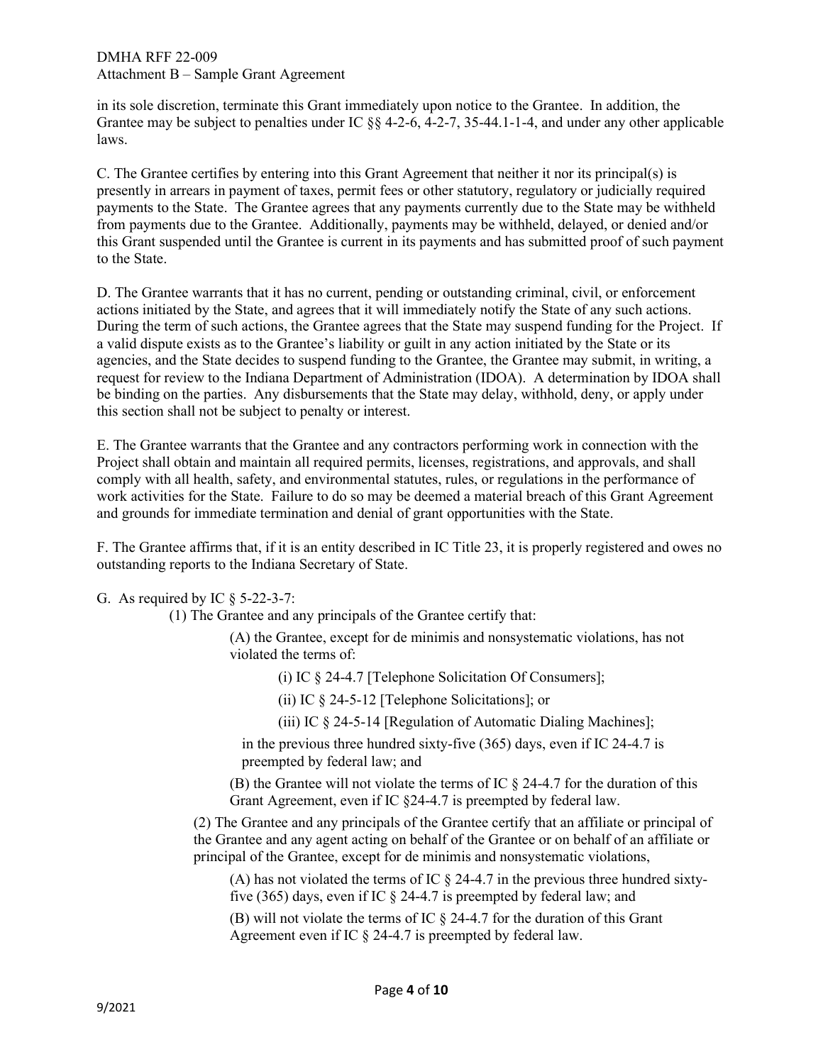in its sole discretion, terminate this Grant immediately upon notice to the Grantee. In addition, the Grantee may be subject to penalties under IC §§ 4-2-6, 4-2-7, 35-44.1-1-4, and under any other applicable laws.

C. The Grantee certifies by entering into this Grant Agreement that neither it nor its principal(s) is presently in arrears in payment of taxes, permit fees or other statutory, regulatory or judicially required payments to the State. The Grantee agrees that any payments currently due to the State may be withheld from payments due to the Grantee. Additionally, payments may be withheld, delayed, or denied and/or this Grant suspended until the Grantee is current in its payments and has submitted proof of such payment to the State.

D. The Grantee warrants that it has no current, pending or outstanding criminal, civil, or enforcement actions initiated by the State, and agrees that it will immediately notify the State of any such actions. During the term of such actions, the Grantee agrees that the State may suspend funding for the Project. If a valid dispute exists as to the Grantee's liability or guilt in any action initiated by the State or its agencies, and the State decides to suspend funding to the Grantee, the Grantee may submit, in writing, a request for review to the Indiana Department of Administration (IDOA). A determination by IDOA shall be binding on the parties. Any disbursements that the State may delay, withhold, deny, or apply under this section shall not be subject to penalty or interest.

E. The Grantee warrants that the Grantee and any contractors performing work in connection with the Project shall obtain and maintain all required permits, licenses, registrations, and approvals, and shall comply with all health, safety, and environmental statutes, rules, or regulations in the performance of work activities for the State. Failure to do so may be deemed a material breach of this Grant Agreement and grounds for immediate termination and denial of grant opportunities with the State.

F. The Grantee affirms that, if it is an entity described in IC Title 23, it is properly registered and owes no outstanding reports to the Indiana Secretary of State.

G. As required by IC § 5-22-3-7:

(1) The Grantee and any principals of the Grantee certify that:

(A) the Grantee, except for de minimis and nonsystematic violations, has not violated the terms of:

(i) IC § 24-4.7 [Telephone Solicitation Of Consumers];

(ii) IC § 24-5-12 [Telephone Solicitations]; or

(iii) IC § 24-5-14 [Regulation of Automatic Dialing Machines];

in the previous three hundred sixty-five (365) days, even if IC 24-4.7 is preempted by federal law; and

(B) the Grantee will not violate the terms of IC § 24-4.7 for the duration of this Grant Agreement, even if IC §24-4.7 is preempted by federal law.

(2) The Grantee and any principals of the Grantee certify that an affiliate or principal of the Grantee and any agent acting on behalf of the Grantee or on behalf of an affiliate or principal of the Grantee, except for de minimis and nonsystematic violations,

(A) has not violated the terms of IC § 24-4.7 in the previous three hundred sixty-five (365) days, even if IC § 24-4.7 is preempted by federal law; and

(B) will not violate the terms of IC § 24-4.7 for the duration of this Grant Agreement even if IC § 24-4.7 is preempted by federal law.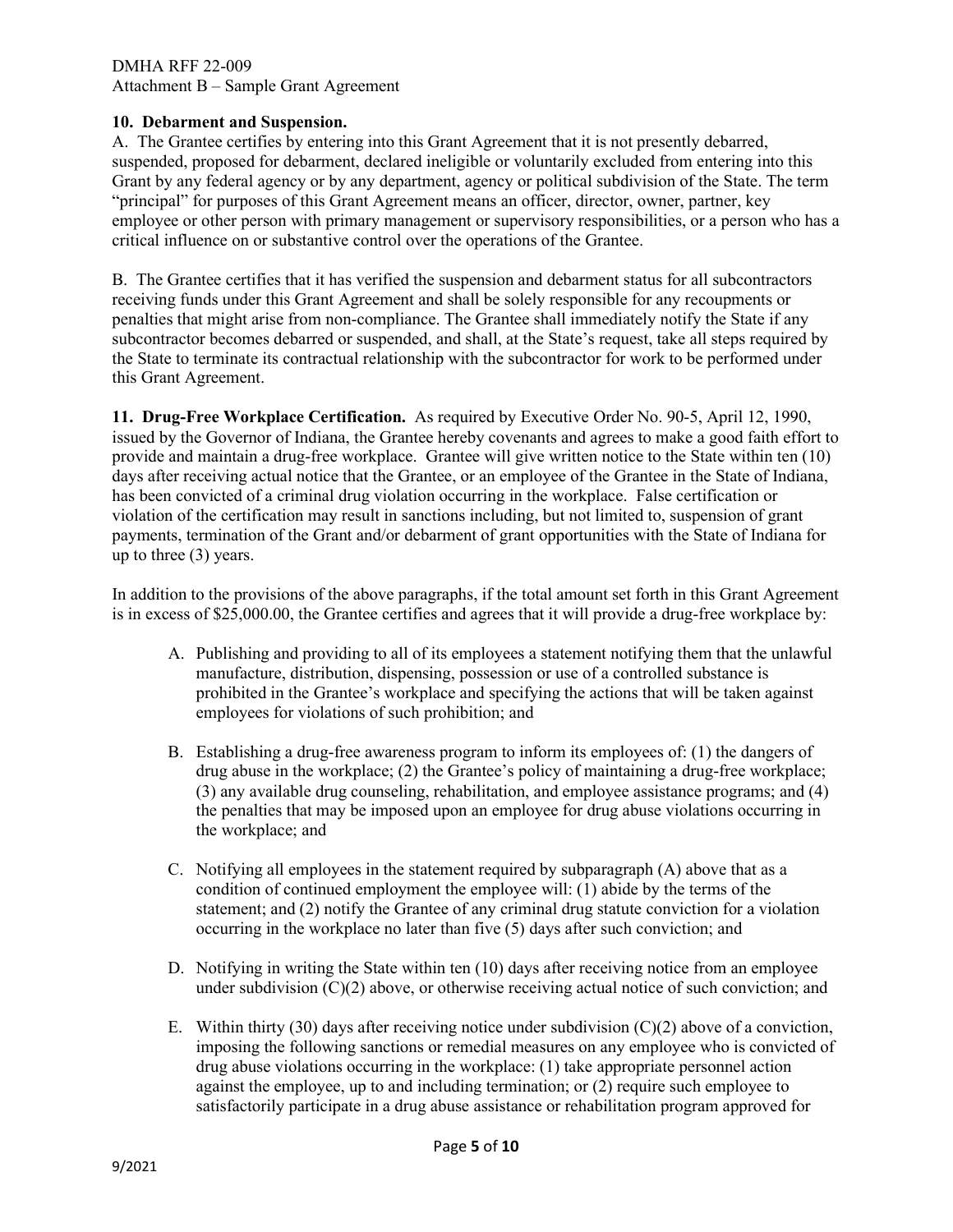**10. Debarment and Suspension.**

A. The Grantee certifies by entering into this Grant Agreement that it is not presently debarred, suspended, proposed for debarment, declared ineligible or voluntarily excluded from entering into this Grant by any federal agency or by any department, agency or political subdivision of the State. The term "principal" for purposes of this Grant Agreement means an officer, director, owner, partner, key employee or other person with primary management or supervisory responsibilities, or a person who has a critical influence on or substantive control over the operations of the Grantee.

B. The Grantee certifies that it has verified the suspension and debarment status for all subcontractors receiving funds under this Grant Agreement and shall be solely responsible for any recoupments or penalties that might arise from non-compliance. The Grantee shall immediately notify the State if any subcontractor becomes debarred or suspended, and shall, at the State's request, take all steps required by the State to terminate its contractual relationship with the subcontractor for work to be performed under this Grant Agreement.

**11. Drug-Free Workplace Certification.** As required by Executive Order No. 90-5, April 12, 1990, issued by the Governor of Indiana, the Grantee hereby covenants and agrees to make a good faith effort to provide and maintain a drug-free workplace. Grantee will give written notice to the State within ten (10) days after receiving actual notice that the Grantee, or an employee of the Grantee in the State of Indiana, has been convicted of a criminal drug violation occurring in the workplace. False certification or violation of the certification may result in sanctions including, but not limited to, suspension of grant payments, termination of the Grant and/or debarment of grant opportunities with the State of Indiana for up to three (3) years.

In addition to the provisions of the above paragraphs, if the total amount set forth in this Grant Agreement is in excess of $25,000.00, the Grantee certifies and agrees that it will provide a drug-free workplace by:

A. Publishing and providing to all of its employees a statement notifying them that the unlawful manufacture, distribution, dispensing, possession or use of a controlled substance is prohibited in the Grantee's workplace and specifying the actions that will be taken against employees for violations of such prohibition; and

B. Establishing a drug-free awareness program to inform its employees of: (1) the dangers of drug abuse in the workplace; (2) the Grantee's policy of maintaining a drug-free workplace; (3) any available drug counseling, rehabilitation, and employee assistance programs; and (4) the penalties that may be imposed upon an employee for drug abuse violations occurring in the workplace; and

C. Notifying all employees in the statement required by subparagraph (A) above that as a condition of continued employment the employee will: (1) abide by the terms of the statement; and (2) notify the Grantee of any criminal drug statute conviction for a violation occurring in the workplace no later than five (5) days after such conviction; and

D. Notifying in writing the State within ten (10) days after receiving notice from an employee under subdivision (C)(2) above, or otherwise receiving actual notice of such conviction; and

E. Within thirty (30) days after receiving notice under subdivision (C)(2) above of a conviction, imposing the following sanctions or remedial measures on any employee who is convicted of drug abuse violations occurring in the workplace: (1) take appropriate personnel action against the employee, up to and including termination; or (2) require such employee to satisfactorily participate in a drug abuse assistance or rehabilitation program approved for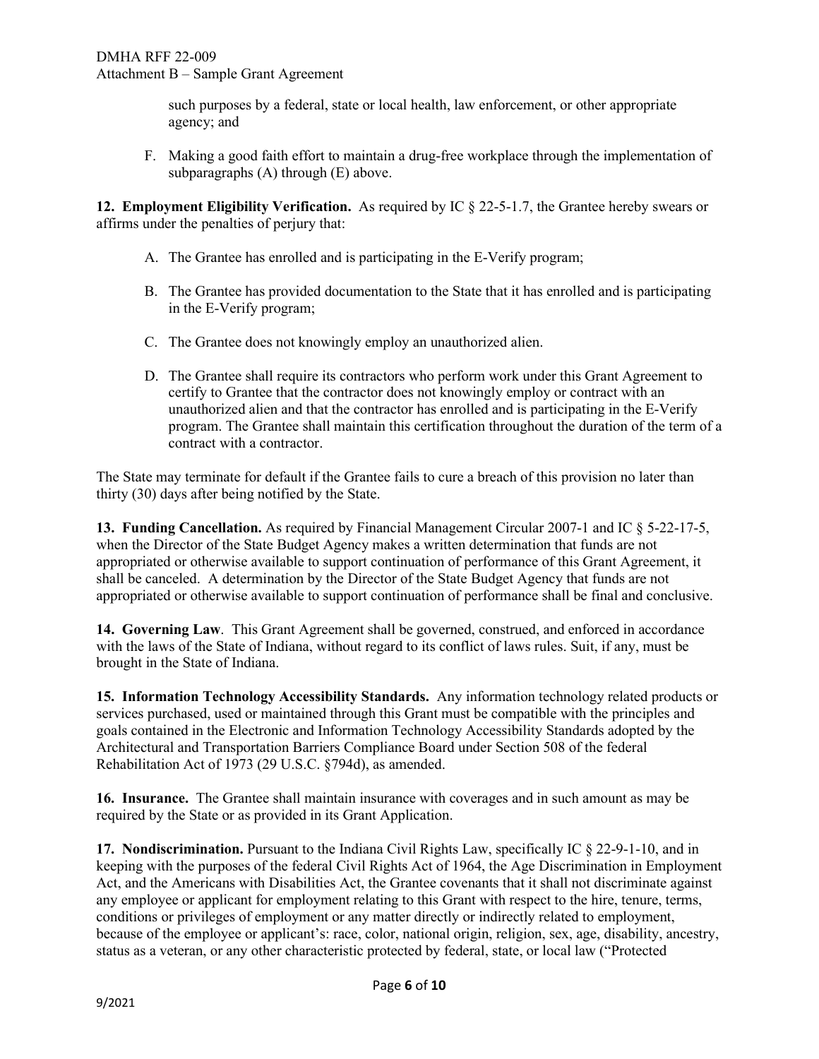such purposes by a federal, state or local health, law enforcement, or other appropriate agency; and

F. Making a good faith effort to maintain a drug-free workplace through the implementation of subparagraphs (A) through (E) above.

**12. Employment Eligibility Verification.** As required by IC § 22-5-1.7, the Grantee hereby swears or affirms under the penalties of perjury that:

A. The Grantee has enrolled and is participating in the E-Verify program;

B. The Grantee has provided documentation to the State that it has enrolled and is participating in the E-Verify program;

C. The Grantee does not knowingly employ an unauthorized alien.

D. The Grantee shall require its contractors who perform work under this Grant Agreement to certify to Grantee that the contractor does not knowingly employ or contract with an unauthorized alien and that the contractor has enrolled and is participating in the E-Verify program. The Grantee shall maintain this certification throughout the duration of the term of a contract with a contractor.

The State may terminate for default if the Grantee fails to cure a breach of this provision no later than thirty (30) days after being notified by the State.

**13. Funding Cancellation.** As required by Financial Management Circular 2007-1 and IC § 5-22-17-5, when the Director of the State Budget Agency makes a written determination that funds are not appropriated or otherwise available to support continuation of performance of this Grant Agreement, it shall be canceled. A determination by the Director of the State Budget Agency that funds are not appropriated or otherwise available to support continuation of performance shall be final and conclusive.

**14. Governing Law**. This Grant Agreement shall be governed, construed, and enforced in accordance with the laws of the State of Indiana, without regard to its conflict of laws rules. Suit, if any, must be brought in the State of Indiana.

**15. Information Technology Accessibility Standards.** Any information technology related products or services purchased, used or maintained through this Grant must be compatible with the principles and goals contained in the Electronic and Information Technology Accessibility Standards adopted by the Architectural and Transportation Barriers Compliance Board under Section 508 of the federal Rehabilitation Act of 1973 (29 U.S.C. §794d), as amended.

**16. Insurance.** The Grantee shall maintain insurance with coverages and in such amount as may be required by the State or as provided in its Grant Application.

**17. Nondiscrimination.** Pursuant to the Indiana Civil Rights Law, specifically IC § 22-9-1-10, and in keeping with the purposes of the federal Civil Rights Act of 1964, the Age Discrimination in Employment Act, and the Americans with Disabilities Act, the Grantee covenants that it shall not discriminate against any employee or applicant for employment relating to this Grant with respect to the hire, tenure, terms, conditions or privileges of employment or any matter directly or indirectly related to employment, because of the employee or applicant's: race, color, national origin, religion, sex, age, disability, ancestry, status as a veteran, or any other characteristic protected by federal, state, or local law ("Protected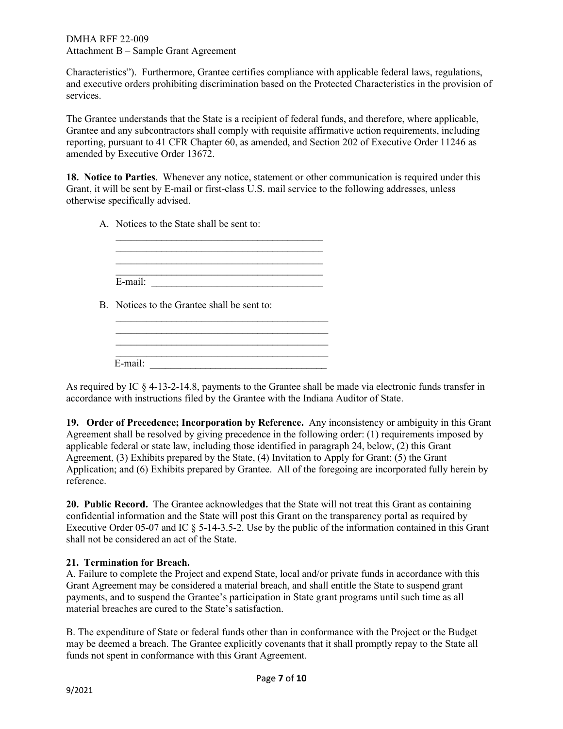Characteristics"). Furthermore, Grantee certifies compliance with applicable federal laws, regulations, and executive orders prohibiting discrimination based on the Protected Characteristics in the provision of services.

The Grantee understands that the State is a recipient of federal funds, and therefore, where applicable, Grantee and any subcontractors shall comply with requisite affirmative action requirements, including reporting, pursuant to 41 CFR Chapter 60, as amended, and Section 202 of Executive Order 11246 as amended by Executive Order 13672.

**18. Notice to Parties**. Whenever any notice, statement or other communication is required under this Grant, it will be sent by E-mail or first-class U.S. mail service to the following addresses, unless otherwise specifically advised.

A. Notices to the State shall be sent to:

\_\_\_\_\_\_\_\_\_\_\_\_\_\_\_\_\_\_\_\_\_\_\_\_\_\_\_\_\_\_\_\_\_\_\_\_\_\_\_\_\_\_
\_\_\_\_\_\_\_\_\_\_\_\_\_\_\_\_\_\_\_\_\_\_\_\_\_\_\_\_\_\_\_\_\_\_\_\_\_\_\_\_\_\_
\_\_\_\_\_\_\_\_\_\_\_\_\_\_\_\_\_\_\_\_\_\_\_\_\_\_\_\_\_\_\_\_\_\_\_\_\_\_\_\_\_\_
\_\_\_\_\_\_\_\_\_\_\_\_\_\_\_\_\_\_\_\_\_\_\_\_\_\_\_\_\_\_\_\_\_\_\_\_\_\_\_\_\_\_
E-mail: \_\_\_\_\_\_\_\_\_\_\_\_\_\_\_\_\_\_\_\_\_\_\_\_\_\_\_\_\_\_\_\_\_\_

B. Notices to the Grantee shall be sent to:

\_\_\_\_\_\_\_\_\_\_\_\_\_\_\_\_\_\_\_\_\_\_\_\_\_\_\_\_\_\_\_\_\_\_\_\_\_\_\_\_\_\_
\_\_\_\_\_\_\_\_\_\_\_\_\_\_\_\_\_\_\_\_\_\_\_\_\_\_\_\_\_\_\_\_\_\_\_\_\_\_\_\_\_\_
\_\_\_\_\_\_\_\_\_\_\_\_\_\_\_\_\_\_\_\_\_\_\_\_\_\_\_\_\_\_\_\_\_\_\_\_\_\_\_\_\_\_
\_\_\_\_\_\_\_\_\_\_\_\_\_\_\_\_\_\_\_\_\_\_\_\_\_\_\_\_\_\_\_\_\_\_\_\_\_\_\_\_\_\_
E-mail: \_\_\_\_\_\_\_\_\_\_\_\_\_\_\_\_\_\_\_\_\_\_\_\_\_\_\_\_\_\_\_\_\_\_

As required by IC § 4-13-2-14.8, payments to the Grantee shall be made via electronic funds transfer in accordance with instructions filed by the Grantee with the Indiana Auditor of State.

**19. Order of Precedence; Incorporation by Reference.** Any inconsistency or ambiguity in this Grant Agreement shall be resolved by giving precedence in the following order: (1) requirements imposed by applicable federal or state law, including those identified in paragraph 24, below, (2) this Grant Agreement, (3) Exhibits prepared by the State, (4) Invitation to Apply for Grant; (5) the Grant Application; and (6) Exhibits prepared by Grantee. All of the foregoing are incorporated fully herein by reference.

**20. Public Record.** The Grantee acknowledges that the State will not treat this Grant as containing confidential information and the State will post this Grant on the transparency portal as required by Executive Order 05-07 and IC § 5-14-3.5-2. Use by the public of the information contained in this Grant shall not be considered an act of the State.

**21. Termination for Breach.**

A. Failure to complete the Project and expend State, local and/or private funds in accordance with this Grant Agreement may be considered a material breach, and shall entitle the State to suspend grant payments, and to suspend the Grantee's participation in State grant programs until such time as all material breaches are cured to the State's satisfaction.

B. The expenditure of State or federal funds other than in conformance with the Project or the Budget may be deemed a breach. The Grantee explicitly covenants that it shall promptly repay to the State all funds not spent in conformance with this Grant Agreement.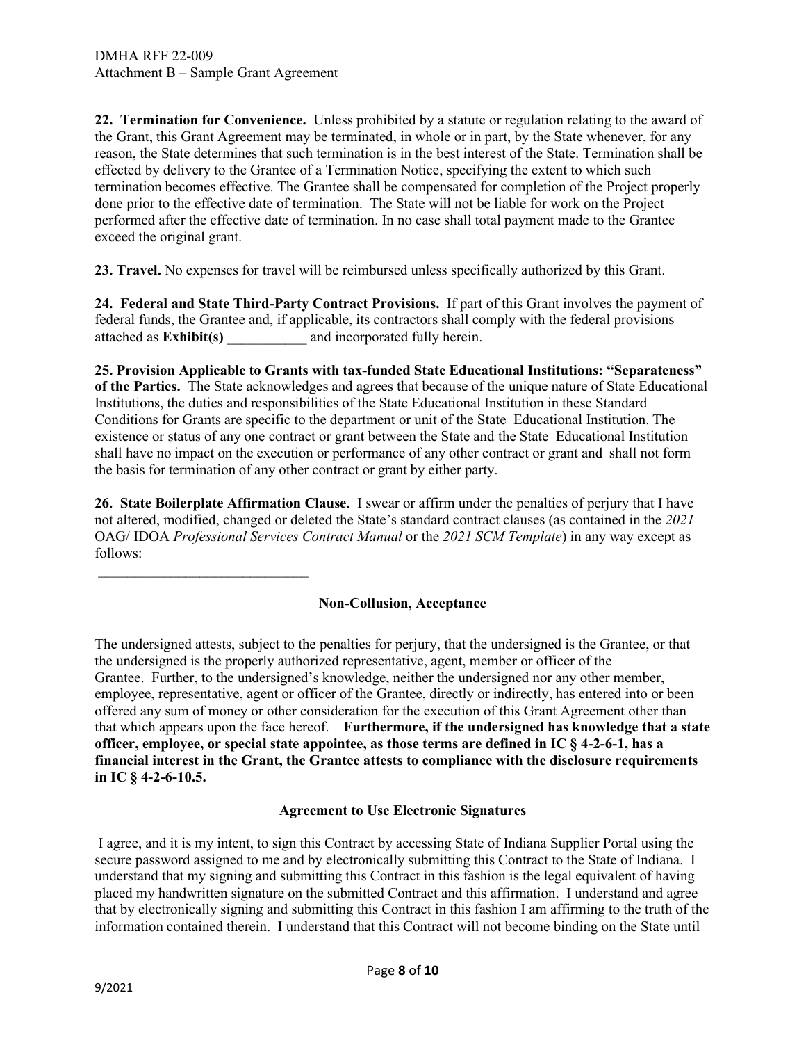**22. Termination for Convenience.** Unless prohibited by a statute or regulation relating to the award of the Grant, this Grant Agreement may be terminated, in whole or in part, by the State whenever, for any reason, the State determines that such termination is in the best interest of the State. Termination shall be effected by delivery to the Grantee of a Termination Notice, specifying the extent to which such termination becomes effective. The Grantee shall be compensated for completion of the Project properly done prior to the effective date of termination. The State will not be liable for work on the Project performed after the effective date of termination. In no case shall total payment made to the Grantee exceed the original grant.

**23. Travel.** No expenses for travel will be reimbursed unless specifically authorized by this Grant.

**24. Federal and State Third-Party Contract Provisions.** If part of this Grant involves the payment of federal funds, the Grantee and, if applicable, its contractors shall comply with the federal provisions attached as **Exhibit(s)** ___________ and incorporated fully herein.

**25. Provision Applicable to Grants with tax-funded State Educational Institutions: "Separateness" of the Parties.** The State acknowledges and agrees that because of the unique nature of State Educational Institutions, the duties and responsibilities of the State Educational Institution in these Standard Conditions for Grants are specific to the department or unit of the State Educational Institution. The existence or status of any one contract or grant between the State and the State Educational Institution shall have no impact on the execution or performance of any other contract or grant and shall not form the basis for termination of any other contract or grant by either party.

**26. State Boilerplate Affirmation Clause.** I swear or affirm under the penalties of perjury that I have not altered, modified, changed or deleted the State's standard contract clauses (as contained in the *2021* OAG/ IDOA *Professional Services Contract Manual* or the *2021 SCM Template*) in any way except as follows:

______________________________

### Non-Collusion, Acceptance

The undersigned attests, subject to the penalties for perjury, that the undersigned is the Grantee, or that the undersigned is the properly authorized representative, agent, member or officer of the Grantee. Further, to the undersigned's knowledge, neither the undersigned nor any other member, employee, representative, agent or officer of the Grantee, directly or indirectly, has entered into or been offered any sum of money or other consideration for the execution of this Grant Agreement other than that which appears upon the face hereof. **Furthermore, if the undersigned has knowledge that a state officer, employee, or special state appointee, as those terms are defined in IC § 4-2-6-1, has a financial interest in the Grant, the Grantee attests to compliance with the disclosure requirements in IC § 4-2-6-10.5.**

### Agreement to Use Electronic Signatures

I agree, and it is my intent, to sign this Contract by accessing State of Indiana Supplier Portal using the secure password assigned to me and by electronically submitting this Contract to the State of Indiana. I understand that my signing and submitting this Contract in this fashion is the legal equivalent of having placed my handwritten signature on the submitted Contract and this affirmation. I understand and agree that by electronically signing and submitting this Contract in this fashion I am affirming to the truth of the information contained therein. I understand that this Contract will not become binding on the State until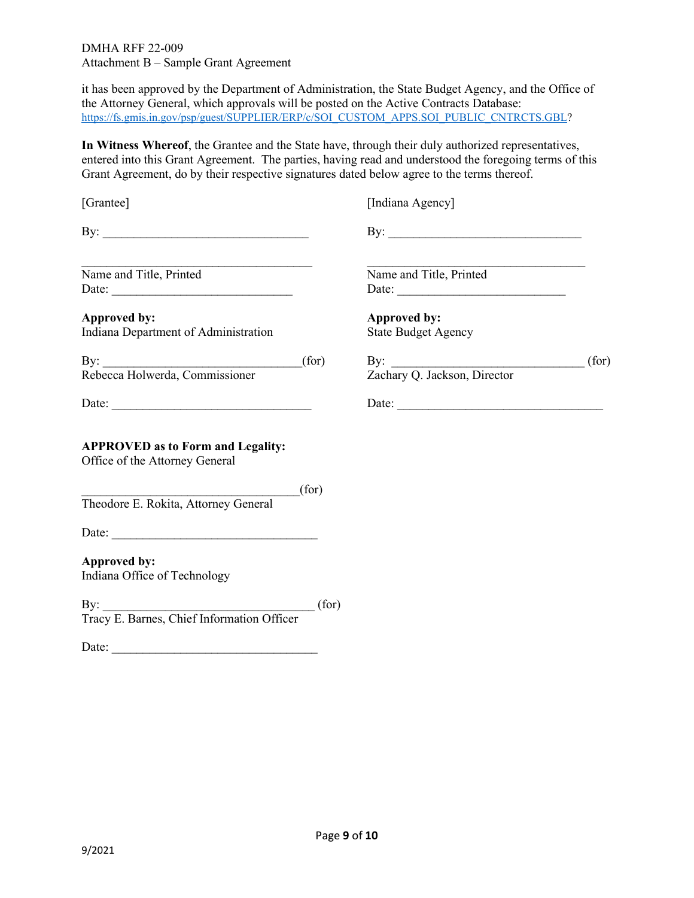it has been approved by the Department of Administration, the State Budget Agency, and the Office of the Attorney General, which approvals will be posted on the Active Contracts Database: https://fs.gmis.in.gov/psp/guest/SUPPLIER/ERP/c/SOI_CUSTOM_APPS.SOI_PUBLIC_CNTRCTS.GBL?

**In Witness Whereof**, the Grantee and the State have, through their duly authorized representatives, entered into this Grant Agreement. The parties, having read and understood the foregoing terms of this Grant Agreement, do by their respective signatures dated below agree to the terms thereof.

[Grantee]

By: _______________________________

_______________________________
Name and Title, Printed
Date: _______________________________

[Indiana Agency]

By: _______________________________

_______________________________
Name and Title, Printed
Date: _______________________________

**Approved by:**
Indiana Department of Administration

By: _______________________________(for)
Rebecca Holwerda, Commissioner

Date: _______________________________

**Approved by:**
State Budget Agency

By: _______________________________ (for)
Zachary Q. Jackson, Director

Date: _______________________________

**APPROVED as to Form and Legality:**
Office of the Attorney General

_______________________________(for)
Theodore E. Rokita, Attorney General

Date: _______________________________

**Approved by:**
Indiana Office of Technology

By: _______________________________ (for)
Tracy E. Barnes, Chief Information Officer

Date: _______________________________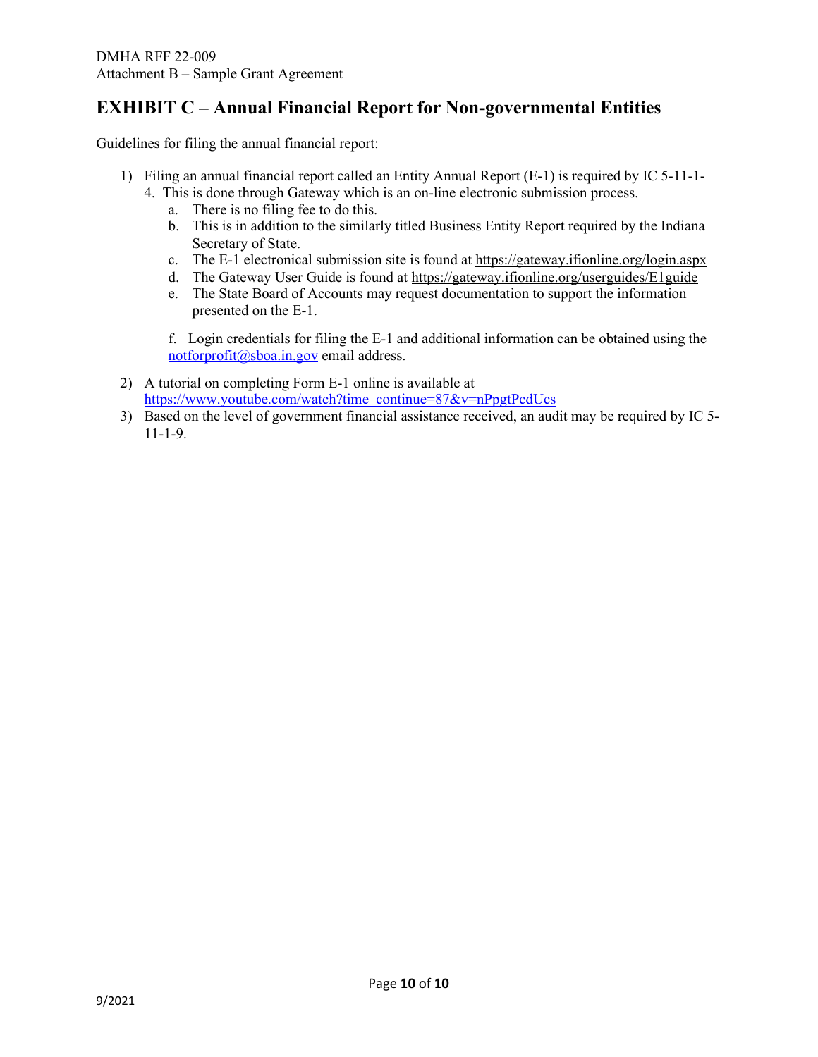# EXHIBIT C – Annual Financial Report for Non-governmental Entities

Guidelines for filing the annual financial report:

1) Filing an annual financial report called an Entity Annual Report (E-1) is required by IC 5-11-1-4. This is done through Gateway which is an on-line electronic submission process.
   a. There is no filing fee to do this.
   b. This is in addition to the similarly titled Business Entity Report required by the Indiana Secretary of State.
   c. The E-1 electronical submission site is found at https://gateway.ifionline.org/login.aspx
   d. The Gateway User Guide is found at https://gateway.ifionline.org/userguides/E1guide
   e. The State Board of Accounts may request documentation to support the information presented on the E-1.

   f. Login credentials for filing the E-1 and additional information can be obtained using the notforprofit@sboa.in.gov email address.

2) A tutorial on completing Form E-1 online is available at https://www.youtube.com/watch?time_continue=87&v=nPpgtPcdUcs
3) Based on the level of government financial assistance received, an audit may be required by IC 5-11-1-9.